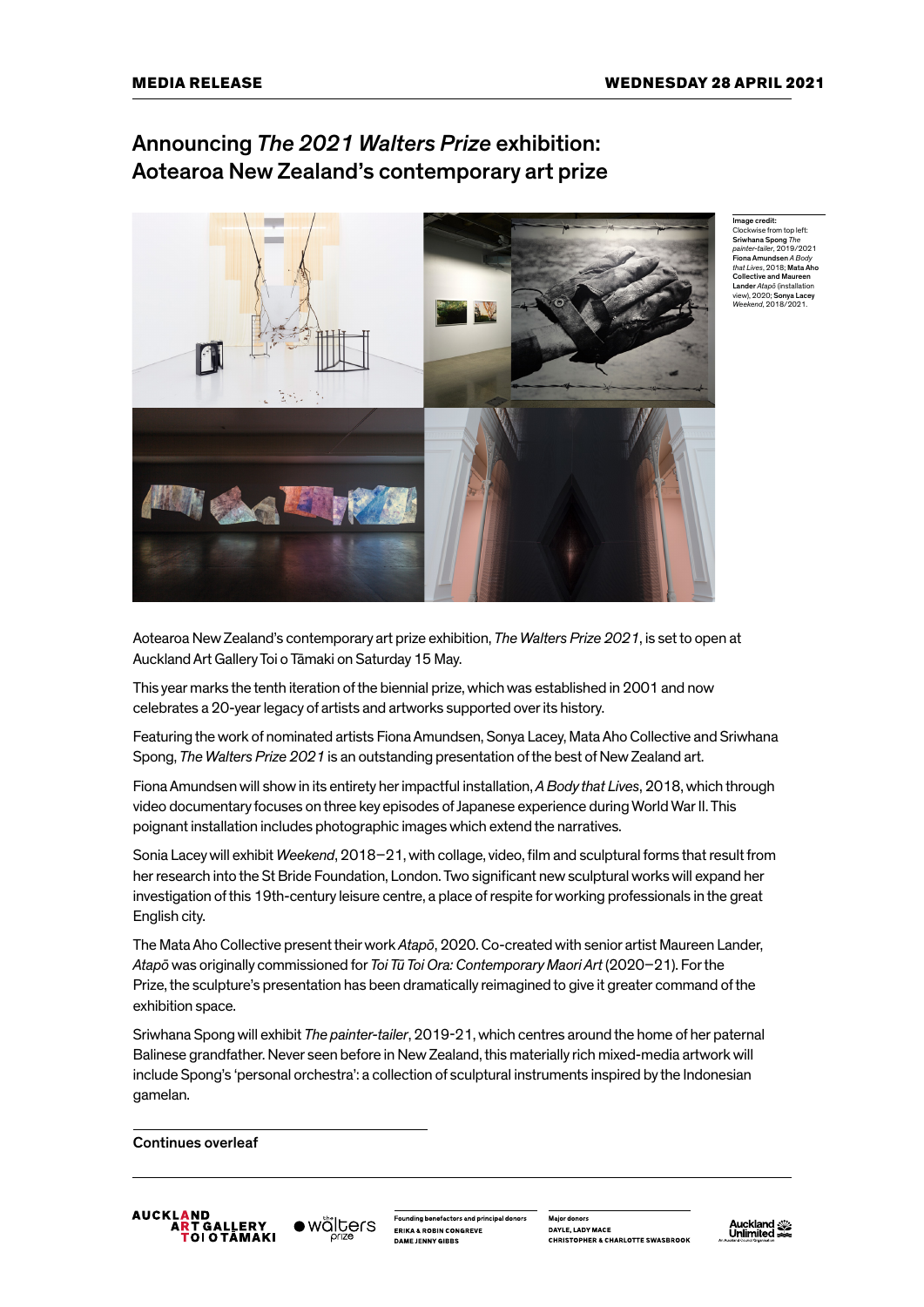**MEDIA RELEASE** **WEDNESDAY 28 APRIL 2021**

# Announcing *The 2021 Walters Prize* exhibition: Aotearoa New Zealand's contemporary art prize

**Image credit:**
Clockwise from top left: **Sriwhana Spong** *The painter-tailer*, 2019/2021 **Fiona Amundsen** *A Body that Lives*, 2018; **Mata Aho Collective and Maureen Lander** *Atapō* (installation view), 2020; **Sonya Lacey** *Weekend*, 2018/2021.

Aotearoa New Zealand's contemporary art prize exhibition, *The Walters Prize 2021*, is set to open at Auckland Art Gallery Toi o Tāmaki on Saturday 15 May.

This year marks the tenth iteration of the biennial prize, which was established in 2001 and now celebrates a 20-year legacy of artists and artworks supported over its history.

Featuring the work of nominated artists Fiona Amundsen, Sonya Lacey, Mata Aho Collective and Sriwhana Spong, *The Walters Prize 2021* is an outstanding presentation of the best of New Zealand art.

Fiona Amundsen will show in its entirety her impactful installation, *A Body that Lives*, 2018, which through video documentary focuses on three key episodes of Japanese experience during World War II. This poignant installation includes photographic images which extend the narratives.

Sonia Lacey will exhibit *Weekend*, 2018–21, with collage, video, film and sculptural forms that result from her research into the St Bride Foundation, London. Two significant new sculptural works will expand her investigation of this 19th-century leisure centre, a place of respite for working professionals in the great English city.

The Mata Aho Collective present their work *Atapō*, 2020. Co-created with senior artist Maureen Lander, *Atapō* was originally commissioned for *Toi Tū Toi Ora: Contemporary Maori Art* (2020–21). For the Prize, the sculpture's presentation has been dramatically reimagined to give it greater command of the exhibition space.

Sriwhana Spong will exhibit *The painter-tailer*, 2019-21, which centres around the home of her paternal Balinese grandfather. Never seen before in New Zealand, this materially rich mixed-media artwork will include Spong's 'personal orchestra': a collection of sculptural instruments inspired by the Indonesian gamelan.

Continues overleaf

AUCKLAND ART GALLERY TOI O TĀMAKI · the walters prize

**Founding benefactors and principal donors**
ERIKA & ROBIN CONGREVE
DAME JENNY GIBBS

**Major donors**
DAYLE, LADY MACE
CHRISTOPHER & CHARLOTTE SWASBROOK

Auckland Unlimited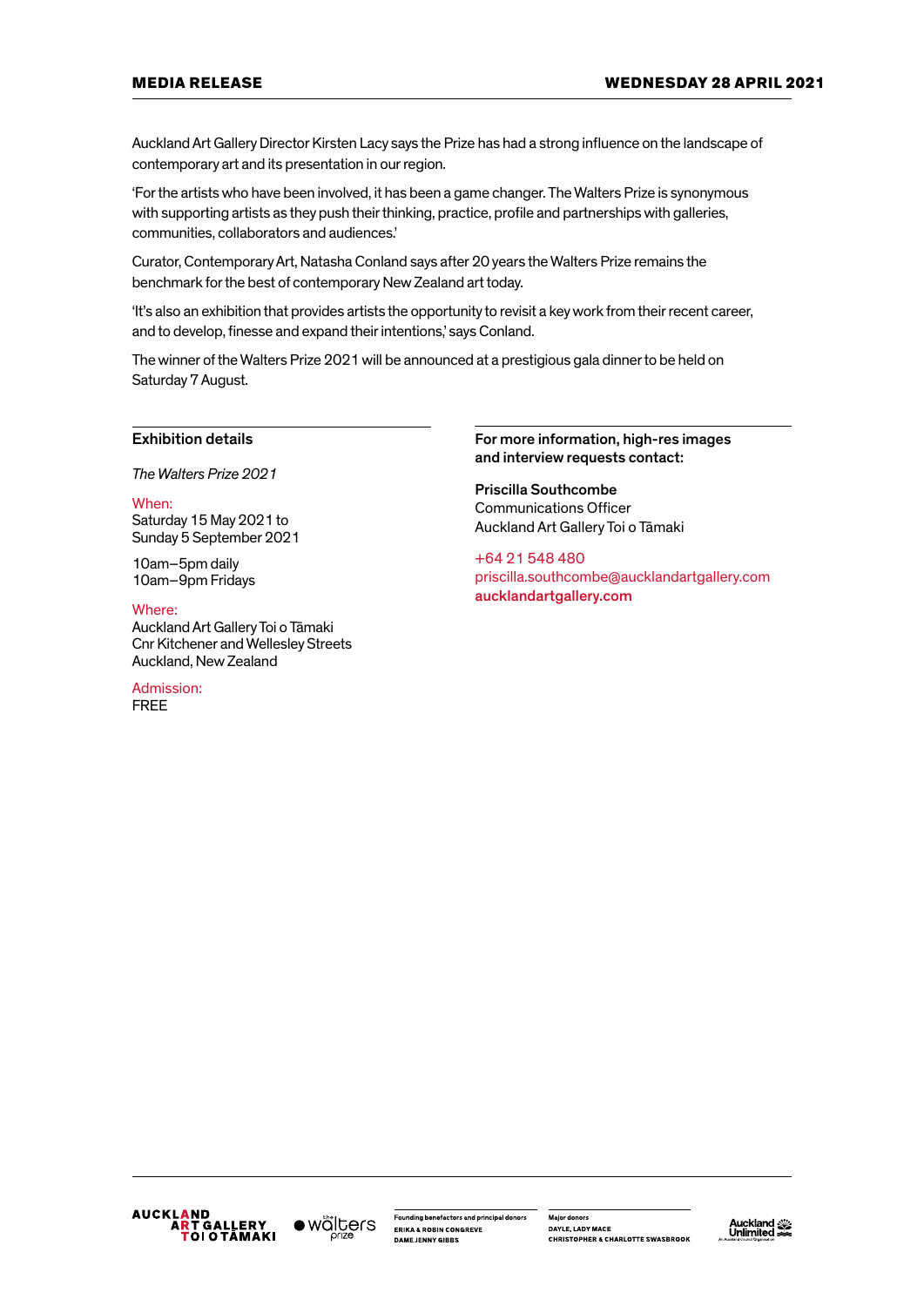Auckland Art Gallery Director Kirsten Lacy says the Prize has had a strong influence on the landscape of contemporary art and its presentation in our region.

'For the artists who have been involved, it has been a game changer. The Walters Prize is synonymous with supporting artists as they push their thinking, practice, profile and partnerships with galleries, communities, collaborators and audiences.'

Curator, Contemporary Art, Natasha Conland says after 20 years the Walters Prize remains the benchmark for the best of contemporary New Zealand art today.

'It's also an exhibition that provides artists the opportunity to revisit a key work from their recent career, and to develop, finesse and expand their intentions,' says Conland.

The winner of the Walters Prize 2021 will be announced at a prestigious gala dinner to be held on Saturday 7 August.

### Exhibition details

*The Walters Prize 2021*

When:
Saturday 15 May 2021 to
Sunday 5 September 2021

10am–5pm daily
10am–9pm Fridays

Where:
Auckland Art Gallery Toi o Tāmaki
Cnr Kitchener and Wellesley Streets
Auckland, New Zealand

Admission:
FREE

### For more information, high-res images and interview requests contact:

**Priscilla Southcombe**
Communications Officer
Auckland Art Gallery Toi o Tāmaki

+64 21 548 480
priscilla.southcombe@aucklandartgallery.com
**aucklandartgallery.com**

AUCKLAND ART GALLERY TOI O TĀMAKI

the walters prize

Founding benefactors and principal donors
ERIKA & ROBIN CONGREVE
DAME JENNY GIBBS

Major donors
DAYLE, LADY MACE
CHRISTOPHER & CHARLOTTE SWASBROOK

Auckland Unlimited